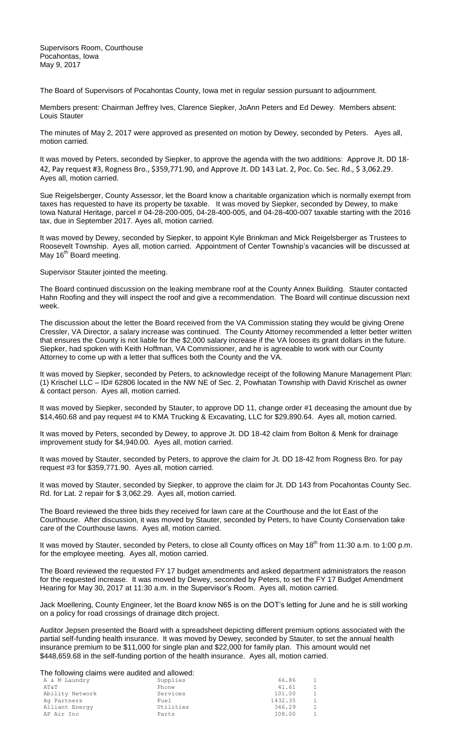Supervisors Room, Courthouse
Pocahontas, Iowa
May 9, 2017

The Board of Supervisors of Pocahontas County, Iowa met in regular session pursuant to adjournment.

Members present: Chairman Jeffrey Ives, Clarence Siepker, JoAnn Peters and Ed Dewey. Members absent: Louis Stauter

The minutes of May 2, 2017 were approved as presented on motion by Dewey, seconded by Peters. Ayes all, motion carried.

It was moved by Peters, seconded by Siepker, to approve the agenda with the two additions: Approve Jt. DD 18-42, Pay request #3, Rogness Bro., $359,771.90, and Approve Jt. DD 143 Lat. 2, Poc. Co. Sec. Rd., $ 3,062.29. Ayes all, motion carried.

Sue Reigelsberger, County Assessor, let the Board know a charitable organization which is normally exempt from taxes has requested to have its property be taxable. It was moved by Siepker, seconded by Dewey, to make Iowa Natural Heritage, parcel # 04-28-200-005, 04-28-400-005, and 04-28-400-007 taxable starting with the 2016 tax, due in September 2017. Ayes all, motion carried.

It was moved by Dewey, seconded by Siepker, to appoint Kyle Brinkman and Mick Reigelsberger as Trustees to Roosevelt Township. Ayes all, motion carried. Appointment of Center Township's vacancies will be discussed at May 16th Board meeting.

Supervisor Stauter jointed the meeting.

The Board continued discussion on the leaking membrane roof at the County Annex Building. Stauter contacted Hahn Roofing and they will inspect the roof and give a recommendation. The Board will continue discussion next week.

The discussion about the letter the Board received from the VA Commission stating they would be giving Orene Cressler, VA Director, a salary increase was continued. The County Attorney recommended a letter better written that ensures the County is not liable for the $2,000 salary increase if the VA looses its grant dollars in the future. Siepker, had spoken with Keith Hoffman, VA Commissioner, and he is agreeable to work with our County Attorney to come up with a letter that suffices both the County and the VA.

It was moved by Siepker, seconded by Peters, to acknowledge receipt of the following Manure Management Plan: (1) Krischel LLC – ID# 62806 located in the NW NE of Sec. 2, Powhatan Township with David Krischel as owner & contact person. Ayes all, motion carried.

It was moved by Siepker, seconded by Stauter, to approve DD 11, change order #1 deceasing the amount due by $14,460.68 and pay request #4 to KMA Trucking & Excavating, LLC for $29,890.64. Ayes all, motion carried.

It was moved by Peters, seconded by Dewey, to approve Jt. DD 18-42 claim from Bolton & Menk for drainage improvement study for $4,940.00. Ayes all, motion carried.

It was moved by Stauter, seconded by Peters, to approve the claim for Jt. DD 18-42 from Rogness Bro. for pay request #3 for $359,771.90. Ayes all, motion carried.

It was moved by Stauter, seconded by Siepker, to approve the claim for Jt. DD 143 from Pocahontas County Sec. Rd. for Lat. 2 repair for $ 3,062.29. Ayes all, motion carried.

The Board reviewed the three bids they received for lawn care at the Courthouse and the lot East of the Courthouse. After discussion, it was moved by Stauter, seconded by Peters, to have County Conservation take care of the Courthouse lawns. Ayes all, motion carried.

It was moved by Stauter, seconded by Peters, to close all County offices on May 18th from 11:30 a.m. to 1:00 p.m. for the employee meeting. Ayes all, motion carried.

The Board reviewed the requested FY 17 budget amendments and asked department administrators the reason for the requested increase. It was moved by Dewey, seconded by Peters, to set the FY 17 Budget Amendment Hearing for May 30, 2017 at 11:30 a.m. in the Supervisor's Room. Ayes all, motion carried.

Jack Moellering, County Engineer, let the Board know N65 is on the DOT's letting for June and he is still working on a policy for road crossings of drainage ditch project.

Auditor Jepsen presented the Board with a spreadsheet depicting different premium options associated with the partial self-funding health insurance. It was moved by Dewey, seconded by Stauter, to set the annual health insurance premium to be $11,000 for single plan and $22,000 for family plan. This amount would net $448,659.68 in the self-funding portion of the health insurance. Ayes all, motion carried.

The following claims were audited and allowed:

| | | | |
|---|---|---|---|
| A & M Laundry | Supplies | 66.86 | 1 |
| AT&T | Phone | 41.61 | 1 |
| Ability Network | Services | 101.00 | 1 |
| Ag Partners | Fuel | 1432.35 | 1 |
| Alliant Energy | Utilities | 346.29 | 1 |
| AP Air Inc | Parts | 108.00 | 1 |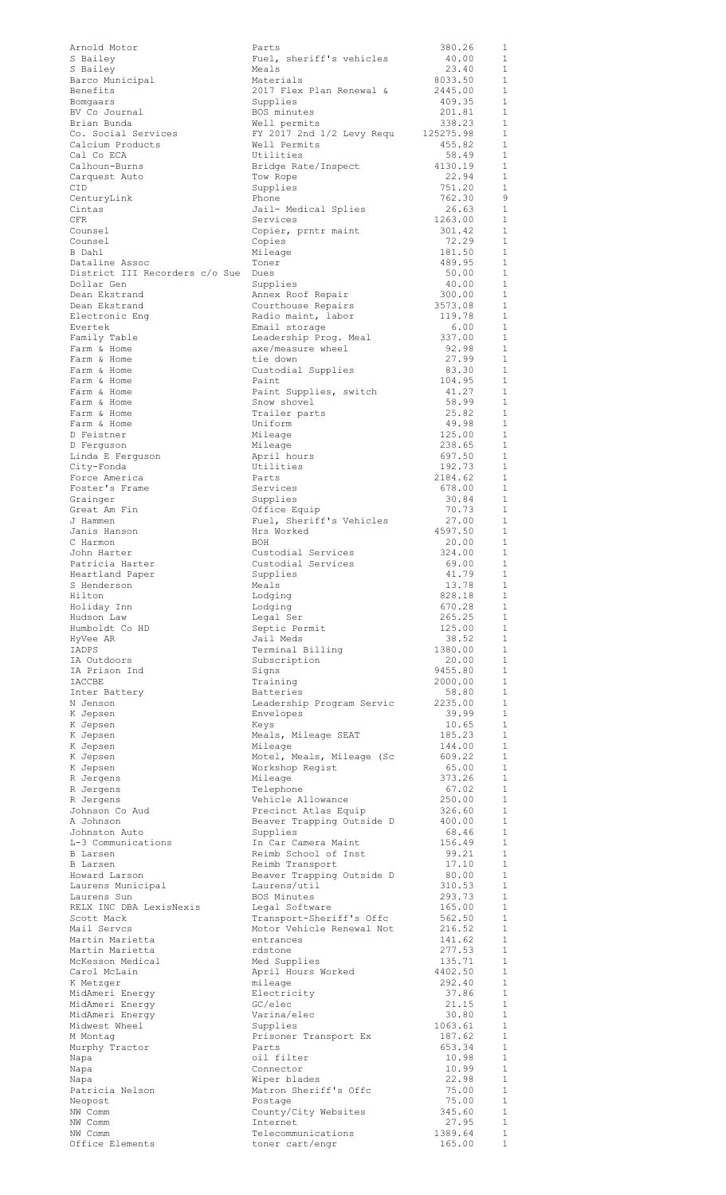| | | | |
|---|---|---|---|
| Arnold Motor | Parts | 380.26 | 1 |
| S Bailey | Fuel, sheriff's vehicles | 40.00 | 1 |
| S Bailey | Meals | 23.40 | 1 |
| Barco Municipal | Materials | 8033.50 | 1 |
| Benefits | 2017 Flex Plan Renewal & | 2445.00 | 1 |
| Bomgaars | Supplies | 409.35 | 1 |
| BV Co Journal | BOS minutes | 201.81 | 1 |
| Brian Bunda | Well permits | 338.23 | 1 |
| Co. Social Services | FY 2017 2nd 1/2 Levy Requ | 125275.98 | 1 |
| Calcium Products | Well Permits | 455.82 | 1 |
| Cal Co ECA | Utilities | 58.49 | 1 |
| Calhoun-Burns | Bridge Rate/Inspect | 4130.19 | 1 |
| Carquest Auto | Tow Rope | 22.94 | 1 |
| CID | Supplies | 751.20 | 1 |
| CenturyLink | Phone | 762.30 | 9 |
| Cintas | Jail- Medical Splies | 26.63 | 1 |
| CFR | Services | 1263.00 | 1 |
| Counsel | Copier, prntr maint | 301.42 | 1 |
| Counsel | Copies | 72.29 | 1 |
| B Dahl | Mileage | 181.50 | 1 |
| Dataline Assoc | Toner | 489.95 | 1 |
| District III Recorders c/o Sue | Dues | 50.00 | 1 |
| Dollar Gen | Supplies | 40.00 | 1 |
| Dean Ekstrand | Annex Roof Repair | 300.00 | 1 |
| Dean Ekstrand | Courthouse Repairs | 3573.08 | 1 |
| Electronic Eng | Radio maint, labor | 119.78 | 1 |
| Evertek | Email storage | 6.00 | 1 |
| Family Table | Leadership Prog. Meal | 337.00 | 1 |
| Farm & Home | axe/measure wheel | 92.98 | 1 |
| Farm & Home | tie down | 27.99 | 1 |
| Farm & Home | Custodial Supplies | 83.30 | 1 |
| Farm & Home | Paint | 104.95 | 1 |
| Farm & Home | Paint Supplies, switch | 41.27 | 1 |
| Farm & Home | Snow shovel | 58.99 | 1 |
| Farm & Home | Trailer parts | 25.82 | 1 |
| Farm & Home | Uniform | 49.98 | 1 |
| D Feistner | Mileage | 125.00 | 1 |
| D Ferguson | Mileage | 238.65 | 1 |
| Linda E Ferguson | April hours | 697.50 | 1 |
| City-Fonda | Utilities | 192.73 | 1 |
| Force America | Parts | 2184.62 | 1 |
| Foster's Frame | Services | 678.00 | 1 |
| Grainger | Supplies | 30.84 | 1 |
| Great Am Fin | Office Equip | 70.73 | 1 |
| J Hammen | Fuel, Sheriff's Vehicles | 27.00 | 1 |
| Janis Hanson | Hrs Worked | 4597.50 | 1 |
| C Harmon | BOH | 20.00 | 1 |
| John Harter | Custodial Services | 324.00 | 1 |
| Patricia Harter | Custodial Services | 69.00 | 1 |
| Heartland Paper | Supplies | 41.79 | 1 |
| S Henderson | Meals | 13.78 | 1 |
| Hilton | Lodging | 828.18 | 1 |
| Holiday Inn | Lodging | 670.28 | 1 |
| Hudson Law | Legal Ser | 265.25 | 1 |
| Humboldt Co HD | Septic Permit | 125.00 | 1 |
| HyVee AR | Jail Meds | 38.52 | 1 |
| IADPS | Terminal Billing | 1380.00 | 1 |
| IA Outdoors | Subscription | 20.00 | 1 |
| IA Prison Ind | Signs | 9455.80 | 1 |
| IACCBE | Training | 2000.00 | 1 |
| Inter Battery | Batteries | 58.80 | 1 |
| N Jenson | Leadership Program Servic | 2235.00 | 1 |
| K Jepsen | Envelopes | 39.99 | 1 |
| K Jepsen | Keys | 10.65 | 1 |
| K Jepsen | Meals, Mileage SEAT | 185.23 | 1 |
| K Jepsen | Mileage | 144.00 | 1 |
| K Jepsen | Motel, Meals, Mileage (Sc | 609.22 | 1 |
| K Jepsen | Workshop Regist | 65.00 | 1 |
| R Jergens | Mileage | 373.26 | 1 |
| R Jergens | Telephone | 67.02 | 1 |
| R Jergens | Vehicle Allowance | 250.00 | 1 |
| Johnson Co Aud | Precinct Atlas Equip | 326.60 | 1 |
| A Johnson | Beaver Trapping Outside D | 400.00 | 1 |
| Johnston Auto | Supplies | 68.46 | 1 |
| L-3 Communications | In Car Camera Maint | 156.49 | 1 |
| B Larsen | Reimb School of Inst | 99.21 | 1 |
| B Larsen | Reimb Transport | 17.10 | 1 |
| Howard Larson | Beaver Trapping Outside D | 80.00 | 1 |
| Laurens Municipal | Laurens/util | 310.53 | 1 |
| Laurens Sun | BOS Minutes | 293.73 | 1 |
| RELX INC DBA LexisNexis | Legal Software | 165.00 | 1 |
| Scott Mack | Transport-Sheriff's Offc | 562.50 | 1 |
| Mail Servcs | Motor Vehicle Renewal Not | 216.52 | 1 |
| Martin Marietta | entrances | 141.62 | 1 |
| Martin Marietta | rdstone | 277.53 | 1 |
| McKesson Medical | Med Supplies | 135.71 | 1 |
| Carol McLain | April Hours Worked | 4402.50 | 1 |
| K Metzger | mileage | 292.40 | 1 |
| MidAmeri Energy | Electricity | 37.86 | 1 |
| MidAmeri Energy | GC/elec | 21.15 | 1 |
| MidAmeri Energy | Varina/elec | 30.80 | 1 |
| Midwest Wheel | Supplies | 1063.61 | 1 |
| M Montag | Prisoner Transport Ex | 187.62 | 1 |
| Murphy Tractor | Parts | 653.34 | 1 |
| Napa | oil filter | 10.98 | 1 |
| Napa | Connector | 10.99 | 1 |
| Napa | Wiper blades | 22.98 | 1 |
| Patricia Nelson | Matron Sheriff's Offc | 75.00 | 1 |
| Neopost | Postage | 75.00 | 1 |
| NW Comm | County/City Websites | 345.60 | 1 |
| NW Comm | Internet | 27.95 | 1 |
| NW Comm | Telecommunications | 1389.64 | 1 |
| Office Elements | toner cart/engr | 165.00 | 1 |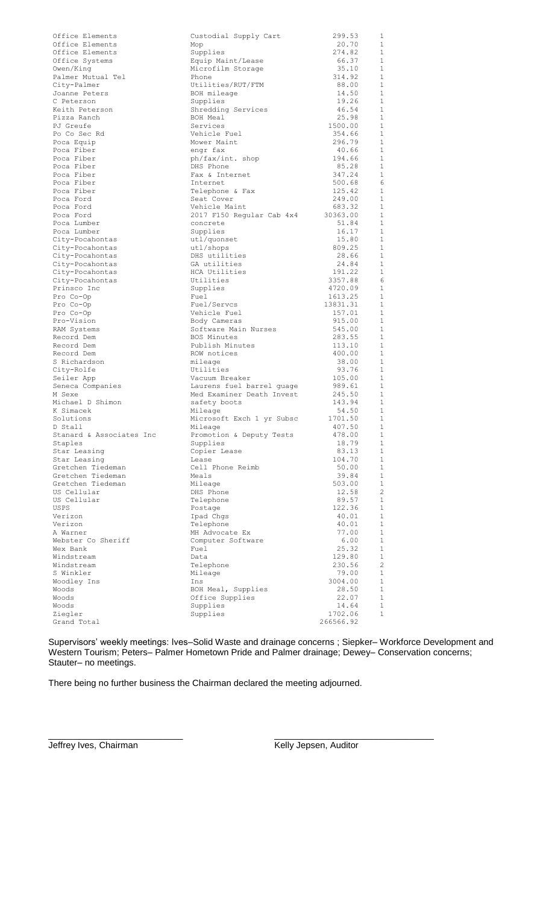| | | | |
|---|---|---|---|
| Office Elements | Custodial Supply Cart | 299.53 | 1 |
| Office Elements | Mop | 20.70 | 1 |
| Office Elements | Supplies | 274.82 | 1 |
| Office Systems | Equip Maint/Lease | 66.37 | 1 |
| Owen/King | Microfilm Storage | 35.10 | 1 |
| Palmer Mutual Tel | Phone | 314.92 | 1 |
| City-Palmer | Utilities/RUT/FTM | 88.00 | 1 |
| Joanne Peters | BOH mileage | 14.50 | 1 |
| C Peterson | Supplies | 19.26 | 1 |
| Keith Peterson | Shredding Services | 46.54 | 1 |
| Pizza Ranch | BOH Meal | 25.98 | 1 |
| PJ Greufe | Services | 1500.00 | 1 |
| Po Co Sec Rd | Vehicle Fuel | 354.66 | 1 |
| Poca Equip | Mower Maint | 296.79 | 1 |
| Poca Fiber | engr fax | 40.66 | 1 |
| Poca Fiber | ph/fax/int. shop | 194.66 | 1 |
| Poca Fiber | DHS Phone | 85.28 | 1 |
| Poca Fiber | Fax & Internet | 347.24 | 1 |
| Poca Fiber | Internet | 500.68 | 6 |
| Poca Fiber | Telephone & Fax | 125.42 | 1 |
| Poca Ford | Seat Cover | 249.00 | 1 |
| Poca Ford | Vehicle Maint | 683.32 | 1 |
| Poca Ford | 2017 F150 Regular Cab 4x4 | 30363.00 | 1 |
| Poca Lumber | concrete | 51.84 | 1 |
| Poca Lumber | Supplies | 16.17 | 1 |
| City-Pocahontas | utl/quonset | 15.80 | 1 |
| City-Pocahontas | utl/shops | 809.25 | 1 |
| City-Pocahontas | DHS utilities | 28.66 | 1 |
| City-Pocahontas | GA utilities | 24.84 | 1 |
| City-Pocahontas | HCA Utilities | 191.22 | 1 |
| City-Pocahontas | Utilities | 3357.88 | 6 |
| Prinsco Inc | Supplies | 4720.09 | 1 |
| Pro Co-Op | Fuel | 1613.25 | 1 |
| Pro Co-Op | Fuel/Servcs | 13831.31 | 1 |
| Pro Co-Op | Vehicle Fuel | 157.01 | 1 |
| Pro-Vision | Body Cameras | 915.00 | 1 |
| RAM Systems | Software Main Nurses | 545.00 | 1 |
| Record Dem | BOS Minutes | 283.55 | 1 |
| Record Dem | Publish Minutes | 113.10 | 1 |
| Record Dem | ROW notices | 400.00 | 1 |
| S Richardson | mileage | 38.00 | 1 |
| City-Rolfe | Utilities | 93.76 | 1 |
| Seiler App | Vacuum Breaker | 105.00 | 1 |
| Seneca Companies | Laurens fuel barrel guage | 989.61 | 1 |
| M Sexe | Med Examiner Death Invest | 245.50 | 1 |
| Michael D Shimon | safety boots | 143.94 | 1 |
| K Simacek | Mileage | 54.50 | 1 |
| Solutions | Microsoft Exch 1 yr Subsc | 1701.50 | 1 |
| D Stall | Mileage | 407.50 | 1 |
| Stanard & Associates Inc | Promotion & Deputy Tests | 478.00 | 1 |
| Staples | Supplies | 18.79 | 1 |
| Star Leasing | Copier Lease | 83.13 | 1 |
| Star Leasing | Lease | 104.70 | 1 |
| Gretchen Tiedeman | Cell Phone Reimb | 50.00 | 1 |
| Gretchen Tiedeman | Meals | 39.84 | 1 |
| Gretchen Tiedeman | Mileage | 503.00 | 1 |
| US Cellular | DHS Phone | 12.58 | 2 |
| US Cellular | Telephone | 89.57 | 1 |
| USPS | Postage | 122.36 | 1 |
| Verizon | Ipad Chgs | 40.01 | 1 |
| Verizon | Telephone | 40.01 | 1 |
| A Warner | MH Advocate Ex | 77.00 | 1 |
| Webster Co Sheriff | Computer Software | 6.00 | 1 |
| Wex Bank | Fuel | 25.32 | 1 |
| Windstream | Data | 129.80 | 1 |
| Windstream | Telephone | 230.56 | 2 |
| S Winkler | Mileage | 79.00 | 1 |
| Woodley Ins | Ins | 3004.00 | 1 |
| Woods | BOH Meal, Supplies | 28.50 | 1 |
| Woods | Office Supplies | 22.07 | 1 |
| Woods | Supplies | 14.64 | 1 |
| Ziegler | Supplies | 1702.06 | 1 |
| Grand Total | | 266566.92 | |

Supervisors' weekly meetings: Ives–Solid Waste and drainage concerns ; Siepker– Workforce Development and Western Tourism; Peters– Palmer Hometown Pride and Palmer drainage; Dewey– Conservation concerns; Stauter– no meetings.

There being no further business the Chairman declared the meeting adjourned.

Jeffrey Ives, Chairman

Kelly Jepsen, Auditor